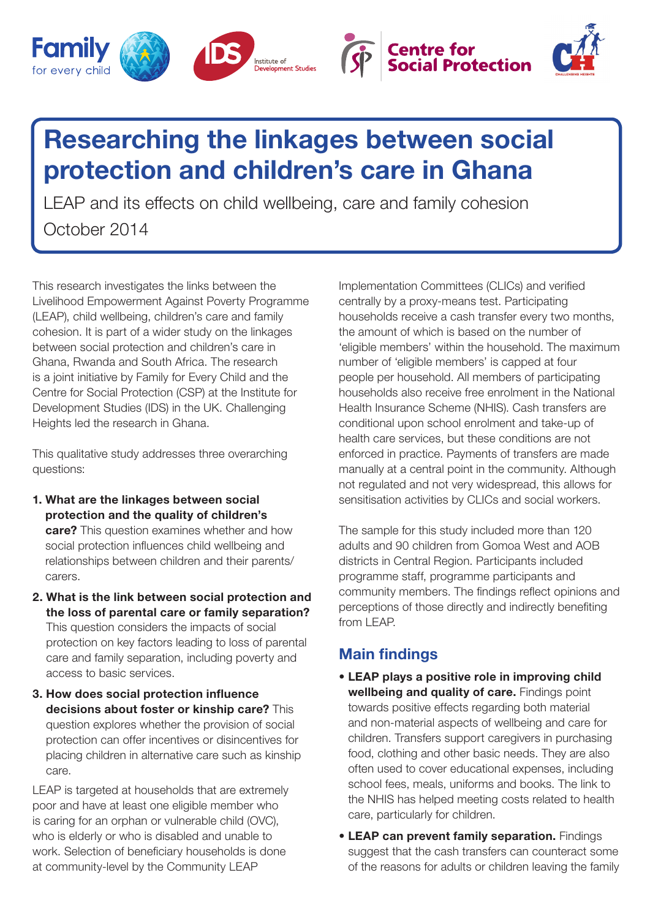# Researching the linkages between social protection and children's care in Ghana

LEAP and its effects on child wellbeing, care and family cohesion

October 2014

This research investigates the links between the Livelihood Empowerment Against Poverty Programme (LEAP), child wellbeing, children's care and family cohesion. It is part of a wider study on the linkages between social protection and children's care in Ghana, Rwanda and South Africa. The research is a joint initiative by Family for Every Child and the Centre for Social Protection (CSP) at the Institute for Development Studies (IDS) in the UK. Challenging Heights led the research in Ghana.

This qualitative study addresses three overarching questions:

1. **What are the linkages between social protection and the quality of children's care?** This question examines whether and how social protection influences child wellbeing and relationships between children and their parents/carers.
2. **What is the link between social protection and the loss of parental care or family separation?** This question considers the impacts of social protection on key factors leading to loss of parental care and family separation, including poverty and access to basic services.
3. **How does social protection influence decisions about foster or kinship care?** This question explores whether the provision of social protection can offer incentives or disincentives for placing children in alternative care such as kinship care.

LEAP is targeted at households that are extremely poor and have at least one eligible member who is caring for an orphan or vulnerable child (OVC), who is elderly or who is disabled and unable to work. Selection of beneficiary households is done at community-level by the Community LEAP Implementation Committees (CLICs) and verified centrally by a proxy-means test. Participating households receive a cash transfer every two months, the amount of which is based on the number of 'eligible members' within the household. The maximum number of 'eligible members' is capped at four people per household. All members of participating households also receive free enrolment in the National Health Insurance Scheme (NHIS). Cash transfers are conditional upon school enrolment and take-up of health care services, but these conditions are not enforced in practice. Payments of transfers are made manually at a central point in the community. Although not regulated and not very widespread, this allows for sensitisation activities by CLICs and social workers.

The sample for this study included more than 120 adults and 90 children from Gomoa West and AOB districts in Central Region. Participants included programme staff, programme participants and community members. The findings reflect opinions and perceptions of those directly and indirectly benefiting from LEAP.

## Main findings

- **LEAP plays a positive role in improving child wellbeing and quality of care.** Findings point towards positive effects regarding both material and non-material aspects of wellbeing and care for children. Transfers support caregivers in purchasing food, clothing and other basic needs. They are also often used to cover educational expenses, including school fees, meals, uniforms and books. The link to the NHIS has helped meeting costs related to health care, particularly for children.
- **LEAP can prevent family separation.** Findings suggest that the cash transfers can counteract some of the reasons for adults or children leaving the family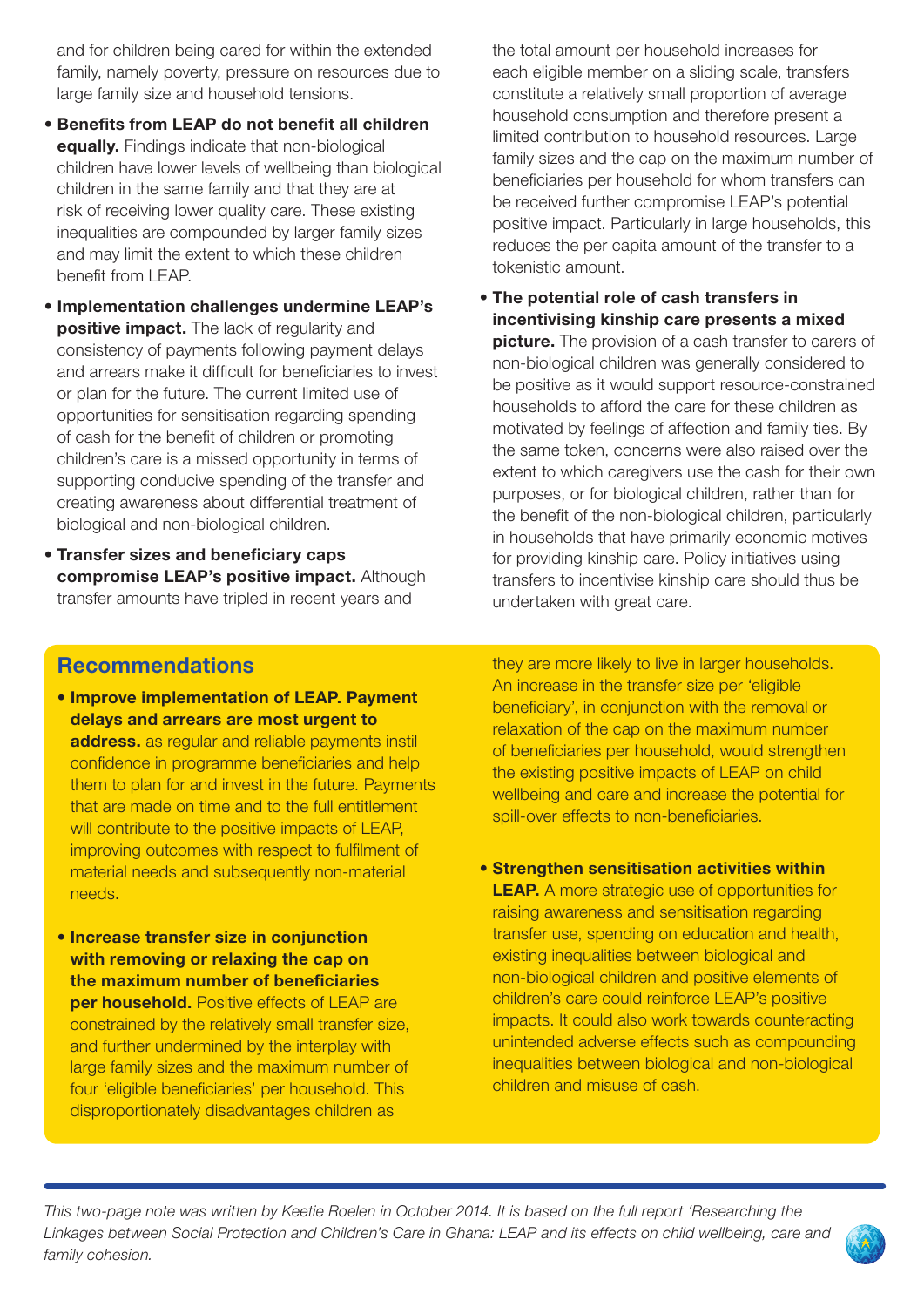and for children being cared for within the extended family, namely poverty, pressure on resources due to large family size and household tensions.

- **Benefits from LEAP do not benefit all children equally.** Findings indicate that non-biological children have lower levels of wellbeing than biological children in the same family and that they are at risk of receiving lower quality care. These existing inequalities are compounded by larger family sizes and may limit the extent to which these children benefit from LEAP.
- **Implementation challenges undermine LEAP's positive impact.** The lack of regularity and consistency of payments following payment delays and arrears make it difficult for beneficiaries to invest or plan for the future. The current limited use of opportunities for sensitisation regarding spending of cash for the benefit of children or promoting children's care is a missed opportunity in terms of supporting conducive spending of the transfer and creating awareness about differential treatment of biological and non-biological children.
- **Transfer sizes and beneficiary caps compromise LEAP's positive impact.** Although transfer amounts have tripled in recent years and the total amount per household increases for each eligible member on a sliding scale, transfers constitute a relatively small proportion of average household consumption and therefore present a limited contribution to household resources. Large family sizes and the cap on the maximum number of beneficiaries per household for whom transfers can be received further compromise LEAP's potential positive impact. Particularly in large households, this reduces the per capita amount of the transfer to a tokenistic amount.
- **The potential role of cash transfers in incentivising kinship care presents a mixed picture.** The provision of a cash transfer to carers of non-biological children was generally considered to be positive as it would support resource-constrained households to afford the care for these children as motivated by feelings of affection and family ties. By the same token, concerns were also raised over the extent to which caregivers use the cash for their own purposes, or for biological children, rather than for the benefit of the non-biological children, particularly in households that have primarily economic motives for providing kinship care. Policy initiatives using transfers to incentivise kinship care should thus be undertaken with great care.

## Recommendations

- **Improve implementation of LEAP. Payment delays and arrears are most urgent to address.** as regular and reliable payments instil confidence in programme beneficiaries and help them to plan for and invest in the future. Payments that are made on time and to the full entitlement will contribute to the positive impacts of LEAP, improving outcomes with respect to fulfilment of material needs and subsequently non-material needs.
- **Increase transfer size in conjunction with removing or relaxing the cap on the maximum number of beneficiaries per household.** Positive effects of LEAP are constrained by the relatively small transfer size, and further undermined by the interplay with large family sizes and the maximum number of four 'eligible beneficiaries' per household. This disproportionately disadvantages children as they are more likely to live in larger households. An increase in the transfer size per 'eligible beneficiary', in conjunction with the removal or relaxation of the cap on the maximum number of beneficiaries per household, would strengthen the existing positive impacts of LEAP on child wellbeing and care and increase the potential for spill-over effects to non-beneficiaries.
- **Strengthen sensitisation activities within LEAP.** A more strategic use of opportunities for raising awareness and sensitisation regarding transfer use, spending on education and health, existing inequalities between biological and non-biological children and positive elements of children's care could reinforce LEAP's positive impacts. It could also work towards counteracting unintended adverse effects such as compounding inequalities between biological and non-biological children and misuse of cash.

*This two-page note was written by Keetie Roelen in October 2014. It is based on the full report 'Researching the Linkages between Social Protection and Children's Care in Ghana: LEAP and its effects on child wellbeing, care and family cohesion.*